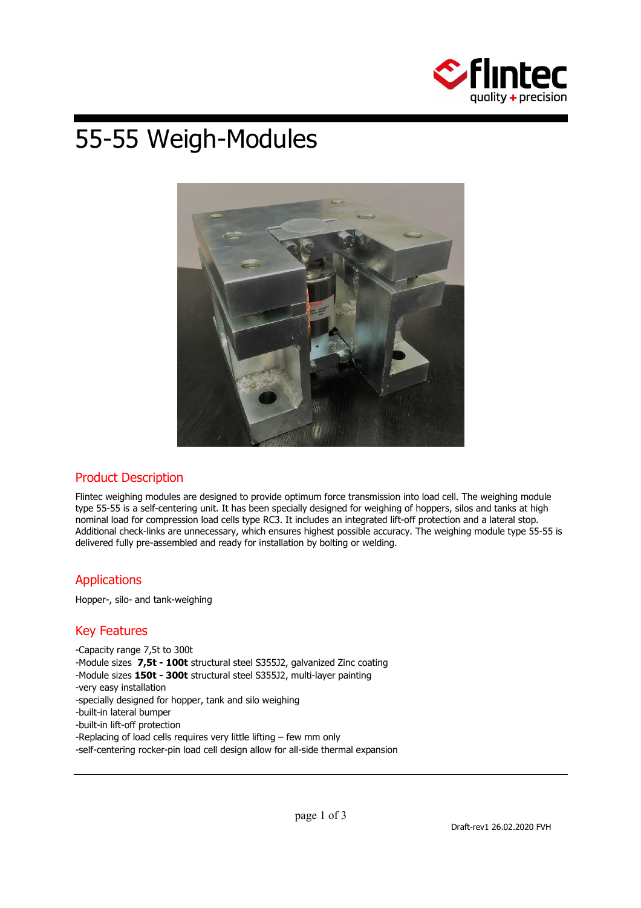# 55-55 Weigh-Modules

## Product Description

Flintec weighing modules are designed to provide optimum force transmission into load cell. The weighing module type 55-55 is a self-centering unit. It has been specially designed for weighing of hoppers, silos and tanks at high nominal load for compression load cells type RC3. It includes an integrated lift-off protection and a lateral stop. Additional check-links are unnecessary, which ensures highest possible accuracy. The weighing module type 55-55 is delivered fully pre-assembled and ready for installation by bolting or welding.

## Applications

Hopper-, silo- and tank-weighing

## Key Features

-Capacity range 7,5t to 300t
-Module sizes **7,5t - 100t** structural steel S355J2, galvanized Zinc coating
-Module sizes **150t - 300t** structural steel S355J2, multi-layer painting
-very easy installation
-specially designed for hopper, tank and silo weighing
-built-in lateral bumper
-built-in lift-off protection
-Replacing of load cells requires very little lifting – few mm only
-self-centering rocker-pin load cell design allow for all-side thermal expansion

Draft-rev1 26.02.2020 FVH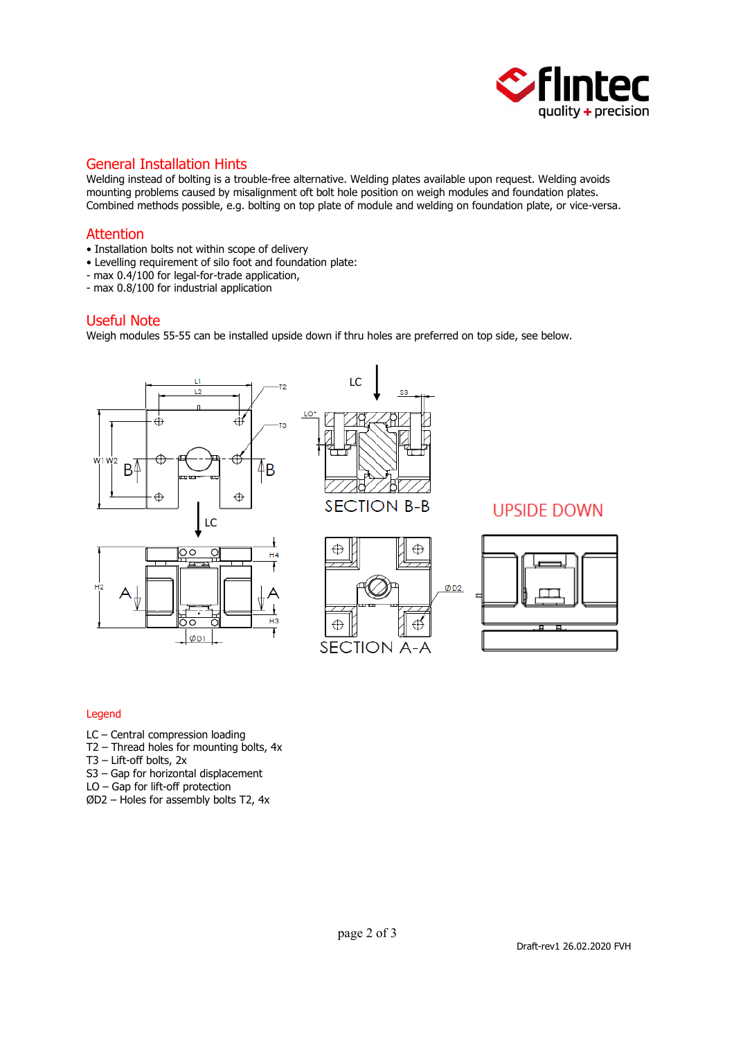## General Installation Hints

Welding instead of bolting is a trouble-free alternative. Welding plates available upon request. Welding avoids mounting problems caused by misalignment oft bolt hole position on weigh modules and foundation plates. Combined methods possible, e.g. bolting on top plate of module and welding on foundation plate, or vice-versa.

## Attention

- Installation bolts not within scope of delivery
- Levelling requirement of silo foot and foundation plate:
  - max 0.4/100 for legal-for-trade application,
  - max 0.8/100 for industrial application

## Useful Note

Weigh modules 55-55 can be installed upside down if thru holes are preferred on top side, see below.

SECTION B-B

SECTION A-A

UPSIDE DOWN

### Legend

LC – Central compression loading
T2 – Thread holes for mounting bolts, 4x
T3 – Lift-off bolts, 2x
S3 – Gap for horizontal displacement
LO – Gap for lift-off protection
ØD2 – Holes for assembly bolts T2, 4x

Draft-rev1 26.02.2020 FVH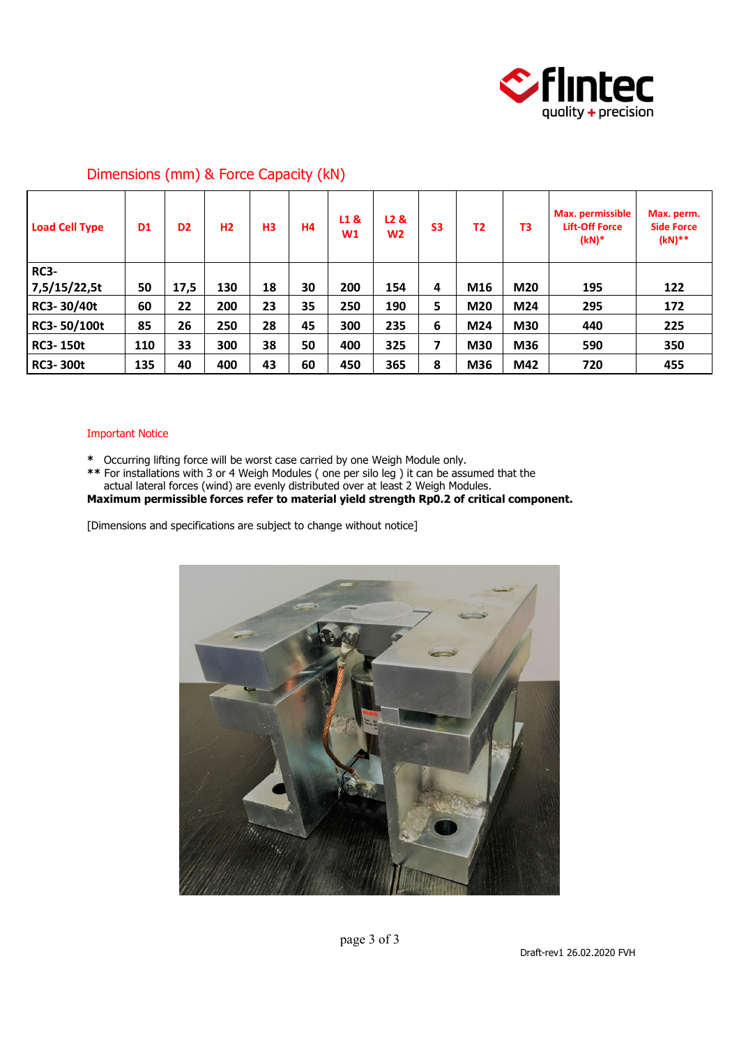## Dimensions (mm) & Force Capacity (kN)

| Load Cell Type | D1 | D2 | H2 | H3 | H4 | L1 & W1 | L2 & W2 | S3 | T2 | T3 | Max. permissible Lift-Off Force (kN)* | Max. perm. Side Force (kN)** |
|---|---|---|---|---|---|---|---|---|---|---|---|---|
| RC3-7,5/15/22,5t | 50 | 17,5 | 130 | 18 | 30 | 200 | 154 | 4 | M16 | M20 | 195 | 122 |
| RC3- 30/40t | 60 | 22 | 200 | 23 | 35 | 250 | 190 | 5 | M20 | M24 | 295 | 172 |
| RC3- 50/100t | 85 | 26 | 250 | 28 | 45 | 300 | 235 | 6 | M24 | M30 | 440 | 225 |
| RC3- 150t | 110 | 33 | 300 | 38 | 50 | 400 | 325 | 7 | M30 | M36 | 590 | 350 |
| RC3- 300t | 135 | 40 | 400 | 43 | 60 | 450 | 365 | 8 | M36 | M42 | 720 | 455 |

Important Notice

**\*** Occurring lifting force will be worst case carried by one Weigh Module only.
**\*\*** For installations with 3 or 4 Weigh Modules ( one per silo leg ) it can be assumed that the actual lateral forces (wind) are evenly distributed over at least 2 Weigh Modules.
**Maximum permissible forces refer to material yield strength Rp0.2 of critical component.**

[Dimensions and specifications are subject to change without notice]

Draft-rev1 26.02.2020 FVH